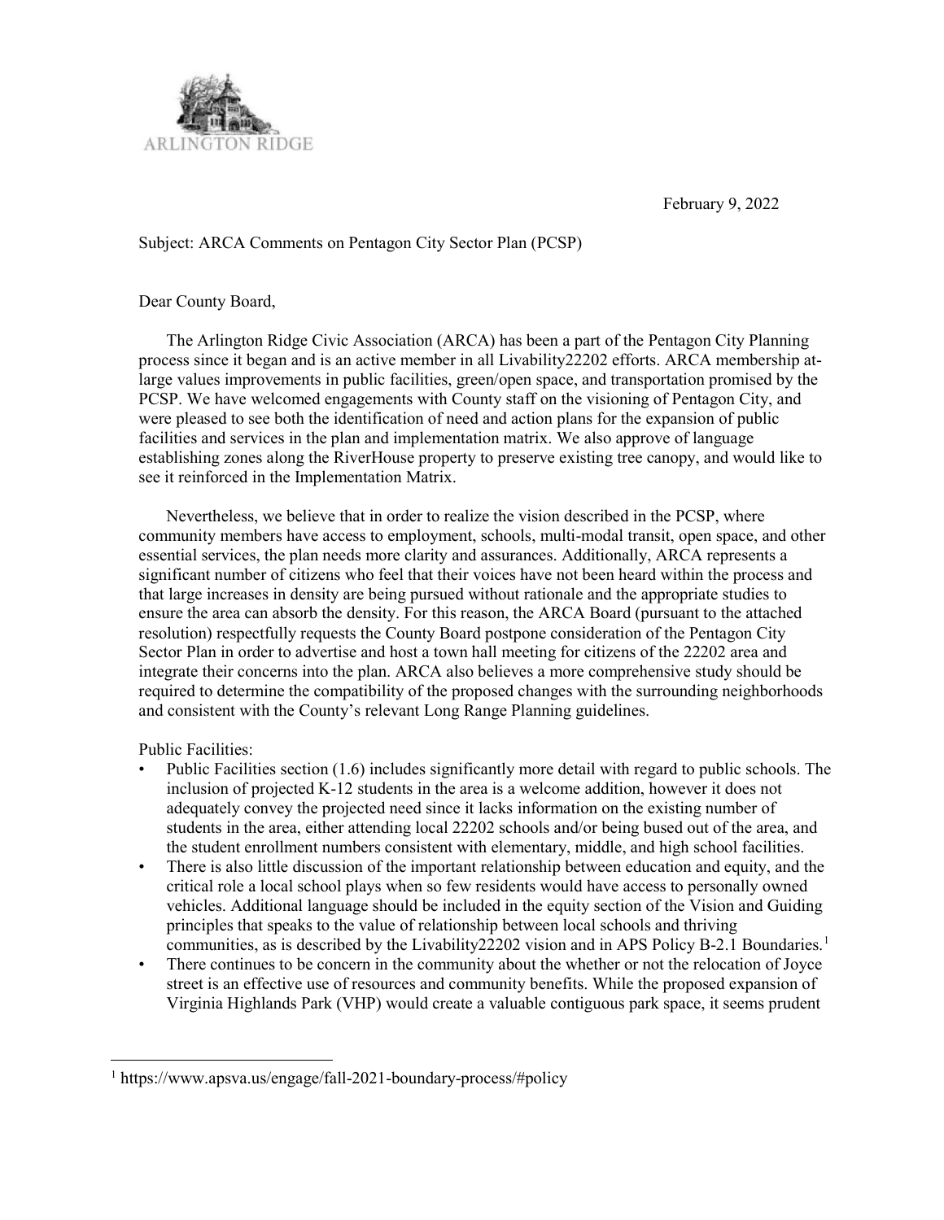ARLINGTON RIDGE

February 9, 2022

Subject: ARCA Comments on Pentagon City Sector Plan (PCSP)

Dear County Board,

The Arlington Ridge Civic Association (ARCA) has been a part of the Pentagon City Planning process since it began and is an active member in all Livability22202 efforts. ARCA membership at-large values improvements in public facilities, green/open space, and transportation promised by the PCSP. We have welcomed engagements with County staff on the visioning of Pentagon City, and were pleased to see both the identification of need and action plans for the expansion of public facilities and services in the plan and implementation matrix. We also approve of language establishing zones along the RiverHouse property to preserve existing tree canopy, and would like to see it reinforced in the Implementation Matrix.

Nevertheless, we believe that in order to realize the vision described in the PCSP, where community members have access to employment, schools, multi-modal transit, open space, and other essential services, the plan needs more clarity and assurances. Additionally, ARCA represents a significant number of citizens who feel that their voices have not been heard within the process and that large increases in density are being pursued without rationale and the appropriate studies to ensure the area can absorb the density. For this reason, the ARCA Board (pursuant to the attached resolution) respectfully requests the County Board postpone consideration of the Pentagon City Sector Plan in order to advertise and host a town hall meeting for citizens of the 22202 area and integrate their concerns into the plan. ARCA also believes a more comprehensive study should be required to determine the compatibility of the proposed changes with the surrounding neighborhoods and consistent with the County's relevant Long Range Planning guidelines.

Public Facilities:

- Public Facilities section (1.6) includes significantly more detail with regard to public schools. The inclusion of projected K-12 students in the area is a welcome addition, however it does not adequately convey the projected need since it lacks information on the existing number of students in the area, either attending local 22202 schools and/or being bused out of the area, and the student enrollment numbers consistent with elementary, middle, and high school facilities.
- There is also little discussion of the important relationship between education and equity, and the critical role a local school plays when so few residents would have access to personally owned vehicles. Additional language should be included in the equity section of the Vision and Guiding principles that speaks to the value of relationship between local schools and thriving communities, as is described by the Livability22202 vision and in APS Policy B-2.1 Boundaries.[1]
- There continues to be concern in the community about the whether or not the relocation of Joyce street is an effective use of resources and community benefits. While the proposed expansion of Virginia Highlands Park (VHP) would create a valuable contiguous park space, it seems prudent

[1] https://www.apsva.us/engage/fall-2021-boundary-process/#policy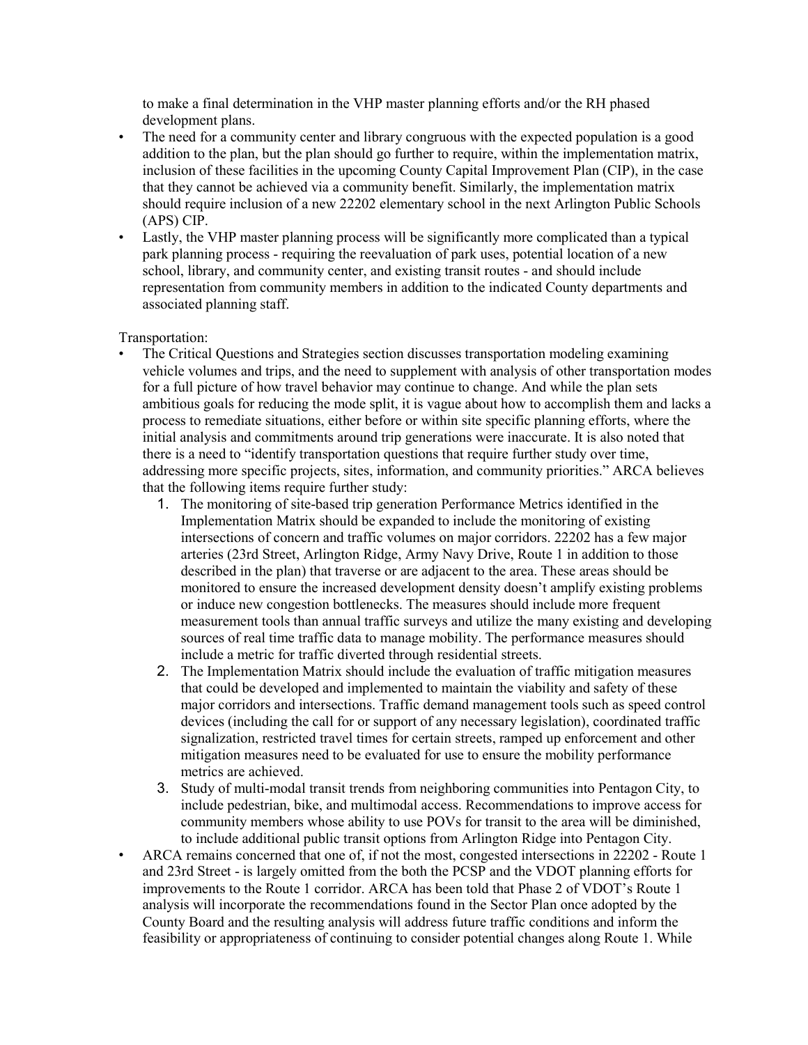to make a final determination in the VHP master planning efforts and/or the RH phased development plans.

- The need for a community center and library congruous with the expected population is a good addition to the plan, but the plan should go further to require, within the implementation matrix, inclusion of these facilities in the upcoming County Capital Improvement Plan (CIP), in the case that they cannot be achieved via a community benefit. Similarly, the implementation matrix should require inclusion of a new 22202 elementary school in the next Arlington Public Schools (APS) CIP.
- Lastly, the VHP master planning process will be significantly more complicated than a typical park planning process - requiring the reevaluation of park uses, potential location of a new school, library, and community center, and existing transit routes - and should include representation from community members in addition to the indicated County departments and associated planning staff.

Transportation:

- The Critical Questions and Strategies section discusses transportation modeling examining vehicle volumes and trips, and the need to supplement with analysis of other transportation modes for a full picture of how travel behavior may continue to change. And while the plan sets ambitious goals for reducing the mode split, it is vague about how to accomplish them and lacks a process to remediate situations, either before or within site specific planning efforts, where the initial analysis and commitments around trip generations were inaccurate. It is also noted that there is a need to "identify transportation questions that require further study over time, addressing more specific projects, sites, information, and community priorities." ARCA believes that the following items require further study:
    1. The monitoring of site-based trip generation Performance Metrics identified in the Implementation Matrix should be expanded to include the monitoring of existing intersections of concern and traffic volumes on major corridors. 22202 has a few major arteries (23rd Street, Arlington Ridge, Army Navy Drive, Route 1 in addition to those described in the plan) that traverse or are adjacent to the area. These areas should be monitored to ensure the increased development density doesn't amplify existing problems or induce new congestion bottlenecks. The measures should include more frequent measurement tools than annual traffic surveys and utilize the many existing and developing sources of real time traffic data to manage mobility. The performance measures should include a metric for traffic diverted through residential streets.
    2. The Implementation Matrix should include the evaluation of traffic mitigation measures that could be developed and implemented to maintain the viability and safety of these major corridors and intersections. Traffic demand management tools such as speed control devices (including the call for or support of any necessary legislation), coordinated traffic signalization, restricted travel times for certain streets, ramped up enforcement and other mitigation measures need to be evaluated for use to ensure the mobility performance metrics are achieved.
    3. Study of multi-modal transit trends from neighboring communities into Pentagon City, to include pedestrian, bike, and multimodal access. Recommendations to improve access for community members whose ability to use POVs for transit to the area will be diminished, to include additional public transit options from Arlington Ridge into Pentagon City.
- ARCA remains concerned that one of, if not the most, congested intersections in 22202 - Route 1 and 23rd Street - is largely omitted from the both the PCSP and the VDOT planning efforts for improvements to the Route 1 corridor. ARCA has been told that Phase 2 of VDOT's Route 1 analysis will incorporate the recommendations found in the Sector Plan once adopted by the County Board and the resulting analysis will address future traffic conditions and inform the feasibility or appropriateness of continuing to consider potential changes along Route 1. While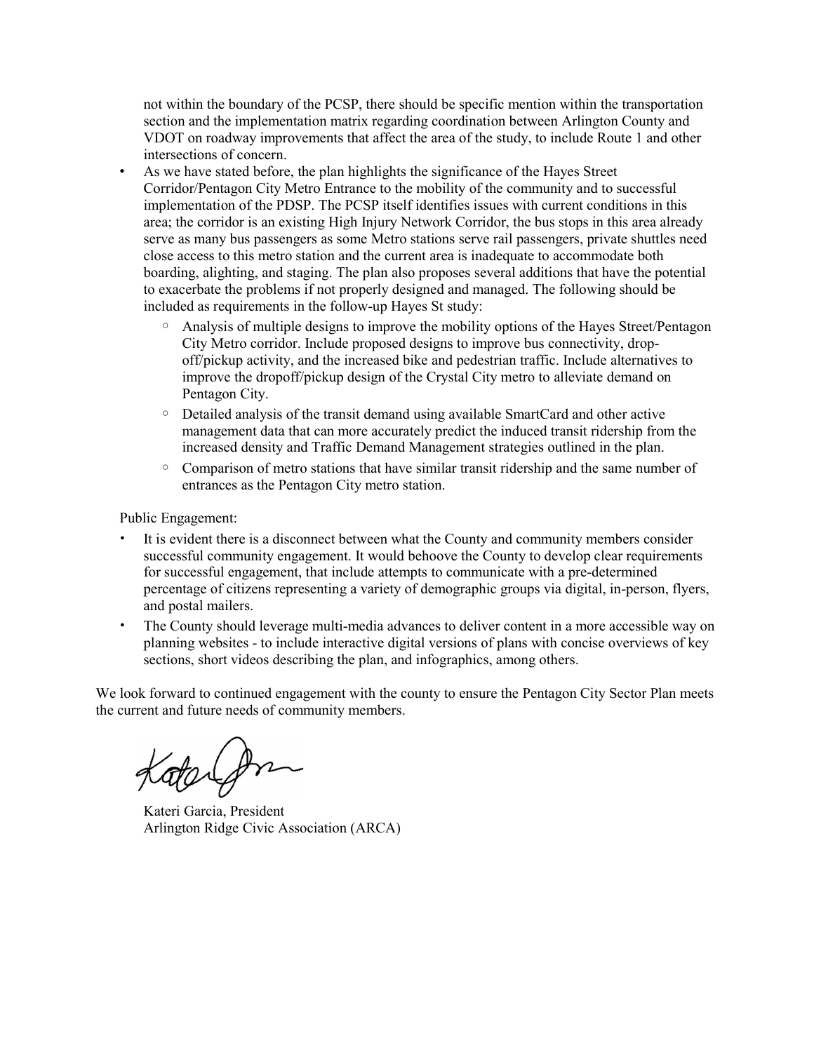not within the boundary of the PCSP, there should be specific mention within the transportation section and the implementation matrix regarding coordination between Arlington County and VDOT on roadway improvements that affect the area of the study, to include Route 1 and other intersections of concern.

- As we have stated before, the plan highlights the significance of the Hayes Street Corridor/Pentagon City Metro Entrance to the mobility of the community and to successful implementation of the PDSP. The PCSP itself identifies issues with current conditions in this area; the corridor is an existing High Injury Network Corridor, the bus stops in this area already serve as many bus passengers as some Metro stations serve rail passengers, private shuttles need close access to this metro station and the current area is inadequate to accommodate both boarding, alighting, and staging. The plan also proposes several additions that have the potential to exacerbate the problems if not properly designed and managed. The following should be included as requirements in the follow-up Hayes St study:
    - Analysis of multiple designs to improve the mobility options of the Hayes Street/Pentagon City Metro corridor. Include proposed designs to improve bus connectivity, drop-off/pickup activity, and the increased bike and pedestrian traffic. Include alternatives to improve the dropoff/pickup design of the Crystal City metro to alleviate demand on Pentagon City.
    - Detailed analysis of the transit demand using available SmartCard and other active management data that can more accurately predict the induced transit ridership from the increased density and Traffic Demand Management strategies outlined in the plan.
    - Comparison of metro stations that have similar transit ridership and the same number of entrances as the Pentagon City metro station.

Public Engagement:

- It is evident there is a disconnect between what the County and community members consider successful community engagement. It would behoove the County to develop clear requirements for successful engagement, that include attempts to communicate with a pre-determined percentage of citizens representing a variety of demographic groups via digital, in-person, flyers, and postal mailers.
- The County should leverage multi-media advances to deliver content in a more accessible way on planning websites - to include interactive digital versions of plans with concise overviews of key sections, short videos describing the plan, and infographics, among others.

We look forward to continued engagement with the county to ensure the Pentagon City Sector Plan meets the current and future needs of community members.

Kateri Garcia, President
Arlington Ridge Civic Association (ARCA)